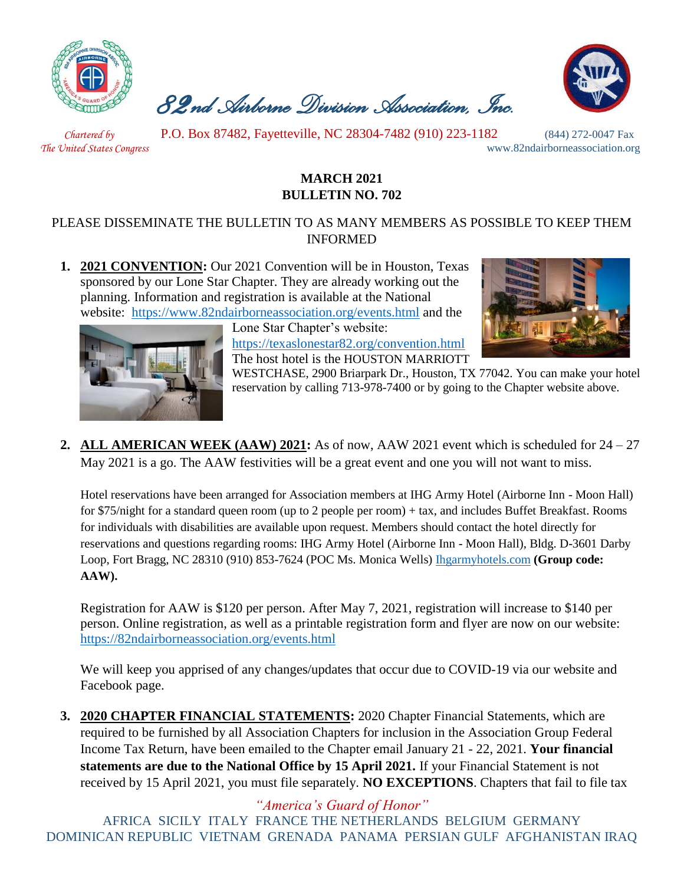# 82nd Airborne Division Association, Inc.

*Chartered by The United States Congress*

P.O. Box 87482, Fayetteville, NC 28304-7482 (910) 223-1182 (844) 272-0047 Fax
www.82ndairborneassociation.org

**MARCH 2021**
**BULLETIN NO. 702**

PLEASE DISSEMINATE THE BULLETIN TO AS MANY MEMBERS AS POSSIBLE TO KEEP THEM INFORMED

1. **2021 CONVENTION:** Our 2021 Convention will be in Houston, Texas sponsored by our Lone Star Chapter. They are already working out the planning. Information and registration is available at the National website: https://www.82ndairborneassociation.org/events.html and the Lone Star Chapter's website: https://texaslonestar82.org/convention.html The host hotel is the HOUSTON MARRIOTT WESTCHASE, 2900 Briarpark Dr., Houston, TX 77042. You can make your hotel reservation by calling 713-978-7400 or by going to the Chapter website above.

2. **ALL AMERICAN WEEK (AAW) 2021:** As of now, AAW 2021 event which is scheduled for 24 – 27 May 2021 is a go. The AAW festivities will be a great event and one you will not want to miss.

   Hotel reservations have been arranged for Association members at IHG Army Hotel (Airborne Inn - Moon Hall) for $75/night for a standard queen room (up to 2 people per room) + tax, and includes Buffet Breakfast. Rooms for individuals with disabilities are available upon request. Members should contact the hotel directly for reservations and questions regarding rooms: IHG Army Hotel (Airborne Inn - Moon Hall), Bldg. D-3601 Darby Loop, Fort Bragg, NC 28310 (910) 853-7624 (POC Ms. Monica Wells) Ihgarmyhotels.com **(Group code: AAW).**

   Registration for AAW is $120 per person. After May 7, 2021, registration will increase to $140 per person. Online registration, as well as a printable registration form and flyer are now on our website: https://82ndairborneassociation.org/events.html

   We will keep you apprised of any changes/updates that occur due to COVID-19 via our website and Facebook page.

3. **2020 CHAPTER FINANCIAL STATEMENTS:** 2020 Chapter Financial Statements, which are required to be furnished by all Association Chapters for inclusion in the Association Group Federal Income Tax Return, have been emailed to the Chapter email January 21 - 22, 2021. **Your financial statements are due to the National Office by 15 April 2021.** If your Financial Statement is not received by 15 April 2021, you must file separately. **NO EXCEPTIONS**. Chapters that fail to file tax

*"America's Guard of Honor"*

AFRICA SICILY ITALY FRANCE THE NETHERLANDS BELGIUM GERMANY DOMINICAN REPUBLIC VIETNAM GRENADA PANAMA PERSIAN GULF AFGHANISTAN IRAQ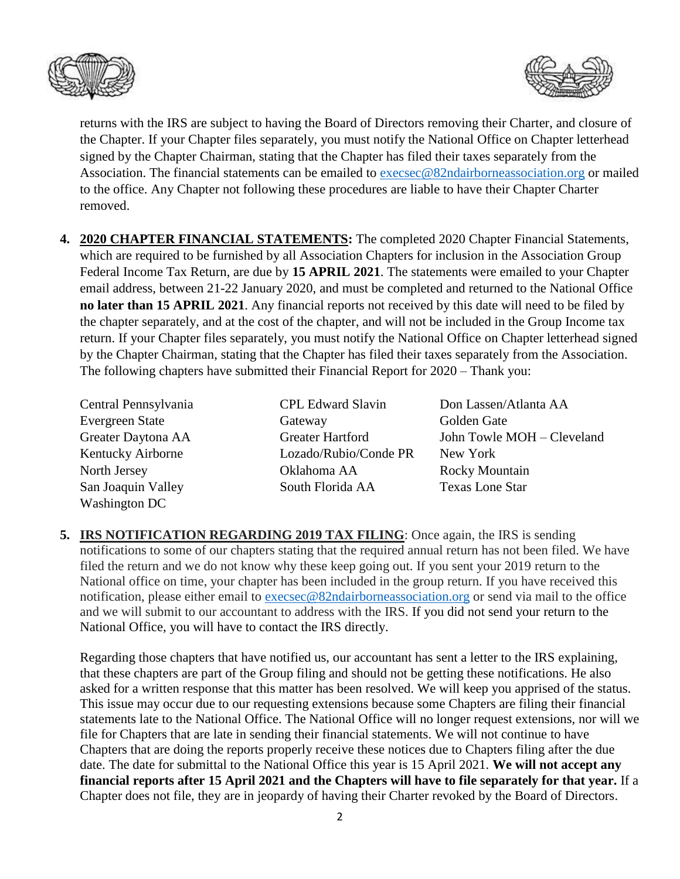returns with the IRS are subject to having the Board of Directors removing their Charter, and closure of the Chapter. If your Chapter files separately, you must notify the National Office on Chapter letterhead signed by the Chapter Chairman, stating that the Chapter has filed their taxes separately from the Association. The financial statements can be emailed to execsec@82ndairborneassociation.org or mailed to the office. Any Chapter not following these procedures are liable to have their Chapter Charter removed.

4. **2020 CHAPTER FINANCIAL STATEMENTS:** The completed 2020 Chapter Financial Statements, which are required to be furnished by all Association Chapters for inclusion in the Association Group Federal Income Tax Return, are due by **15 APRIL 2021**. The statements were emailed to your Chapter email address, between 21-22 January 2020, and must be completed and returned to the National Office **no later than 15 APRIL 2021**. Any financial reports not received by this date will need to be filed by the chapter separately, and at the cost of the chapter, and will not be included in the Group Income tax return. If your Chapter files separately, you must notify the National Office on Chapter letterhead signed by the Chapter Chairman, stating that the Chapter has filed their taxes separately from the Association. The following chapters have submitted their Financial Report for 2020 – Thank you:

| | | |
|---|---|---|
| Central Pennsylvania | CPL Edward Slavin | Don Lassen/Atlanta AA |
| Evergreen State | Gateway | Golden Gate |
| Greater Daytona AA | Greater Hartford | John Towle MOH – Cleveland |
| Kentucky Airborne | Lozado/Rubio/Conde PR | New York |
| North Jersey | Oklahoma AA | Rocky Mountain |
| San Joaquin Valley | South Florida AA | Texas Lone Star |
| Washington DC | | |

5. **IRS NOTIFICATION REGARDING 2019 TAX FILING**: Once again, the IRS is sending notifications to some of our chapters stating that the required annual return has not been filed. We have filed the return and we do not know why these keep going out. If you sent your 2019 return to the National office on time, your chapter has been included in the group return. If you have received this notification, please either email to execsec@82ndairborneassociation.org or send via mail to the office and we will submit to our accountant to address with the IRS. If you did not send your return to the National Office, you will have to contact the IRS directly.

   Regarding those chapters that have notified us, our accountant has sent a letter to the IRS explaining, that these chapters are part of the Group filing and should not be getting these notifications. He also asked for a written response that this matter has been resolved. We will keep you apprised of the status. This issue may occur due to our requesting extensions because some Chapters are filing their financial statements late to the National Office. The National Office will no longer request extensions, nor will we file for Chapters that are late in sending their financial statements. We will not continue to have Chapters that are doing the reports properly receive these notices due to Chapters filing after the due date. The date for submittal to the National Office this year is 15 April 2021. **We will not accept any financial reports after 15 April 2021 and the Chapters will have to file separately for that year.** If a Chapter does not file, they are in jeopardy of having their Charter revoked by the Board of Directors.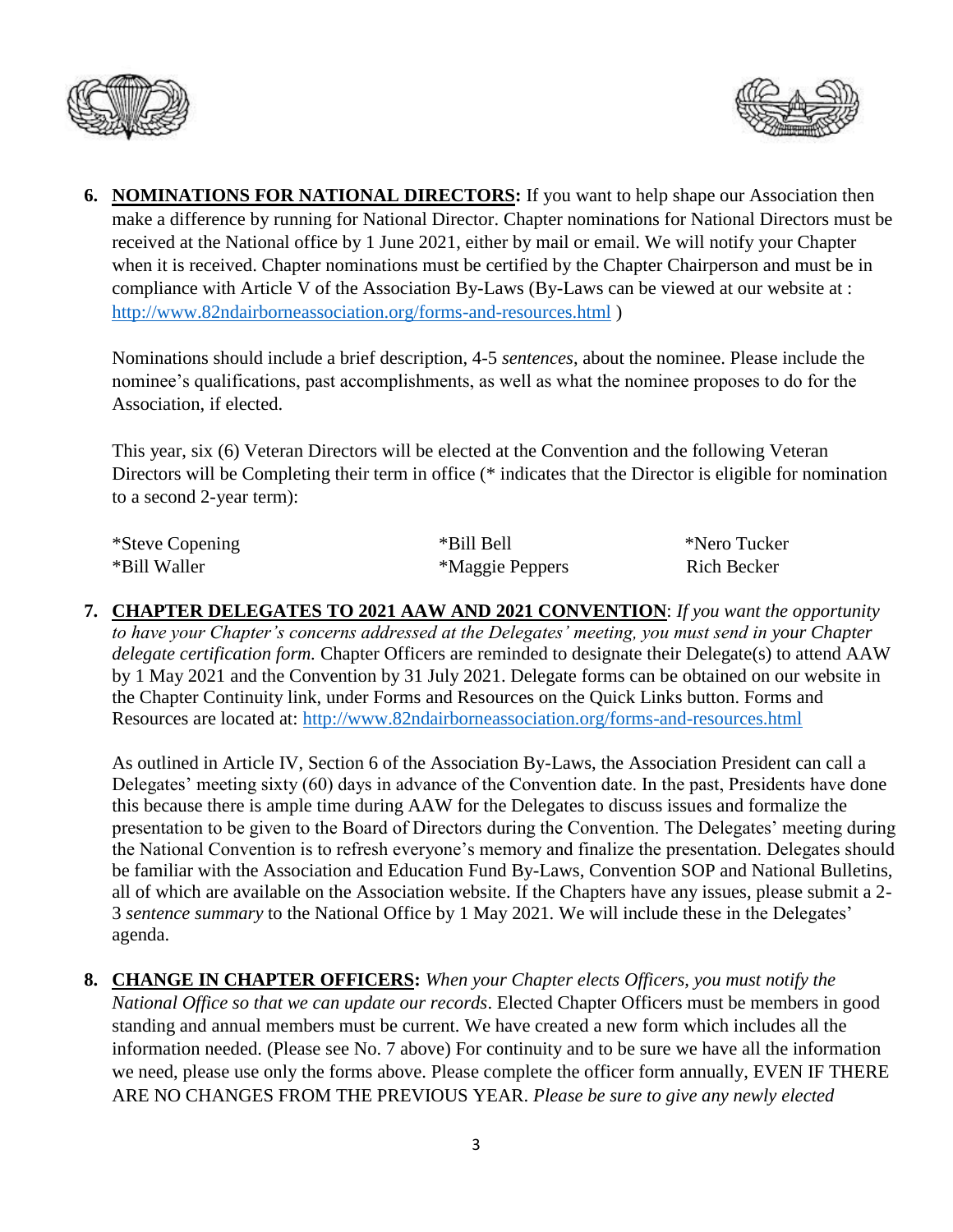6. **<u>NOMINATIONS FOR NATIONAL DIRECTORS</u>:** If you want to help shape our Association then make a difference by running for National Director. Chapter nominations for National Directors must be received at the National office by 1 June 2021, either by mail or email. We will notify your Chapter when it is received. Chapter nominations must be certified by the Chapter Chairperson and must be in compliance with Article V of the Association By-Laws (By-Laws can be viewed at our website at : http://www.82ndairborneassociation.org/forms-and-resources.html )

   Nominations should include a brief description, 4-5 *sentences*, about the nominee. Please include the nominee's qualifications, past accomplishments, as well as what the nominee proposes to do for the Association, if elected.

   This year, six (6) Veteran Directors will be elected at the Convention and the following Veteran Directors will be Completing their term in office (* indicates that the Director is eligible for nomination to a second 2-year term):

   | | | |
   |---|---|---|
   | *Steve Copening | *Bill Bell | *Nero Tucker |
   | *Bill Waller | *Maggie Peppers | Rich Becker |

7. **<u>CHAPTER DELEGATES TO 2021 AAW AND 2021 CONVENTION</u>**: *If you want the opportunity to have your Chapter's concerns addressed at the Delegates' meeting, you must send in your Chapter delegate certification form.* Chapter Officers are reminded to designate their Delegate(s) to attend AAW by 1 May 2021 and the Convention by 31 July 2021. Delegate forms can be obtained on our website in the Chapter Continuity link, under Forms and Resources on the Quick Links button. Forms and Resources are located at: http://www.82ndairborneassociation.org/forms-and-resources.html

   As outlined in Article IV, Section 6 of the Association By-Laws, the Association President can call a Delegates' meeting sixty (60) days in advance of the Convention date. In the past, Presidents have done this because there is ample time during AAW for the Delegates to discuss issues and formalize the presentation to be given to the Board of Directors during the Convention. The Delegates' meeting during the National Convention is to refresh everyone's memory and finalize the presentation. Delegates should be familiar with the Association and Education Fund By-Laws, Convention SOP and National Bulletins, all of which are available on the Association website. If the Chapters have any issues, please submit a 2-3 *sentence summary* to the National Office by 1 May 2021. We will include these in the Delegates' agenda.

8. **<u>CHANGE IN CHAPTER OFFICERS</u>:** *When your Chapter elects Officers, you must notify the National Office so that we can update our records*. Elected Chapter Officers must be members in good standing and annual members must be current. We have created a new form which includes all the information needed. (Please see No. 7 above) For continuity and to be sure we have all the information we need, please use only the forms above. Please complete the officer form annually, EVEN IF THERE ARE NO CHANGES FROM THE PREVIOUS YEAR. *Please be sure to give any newly elected*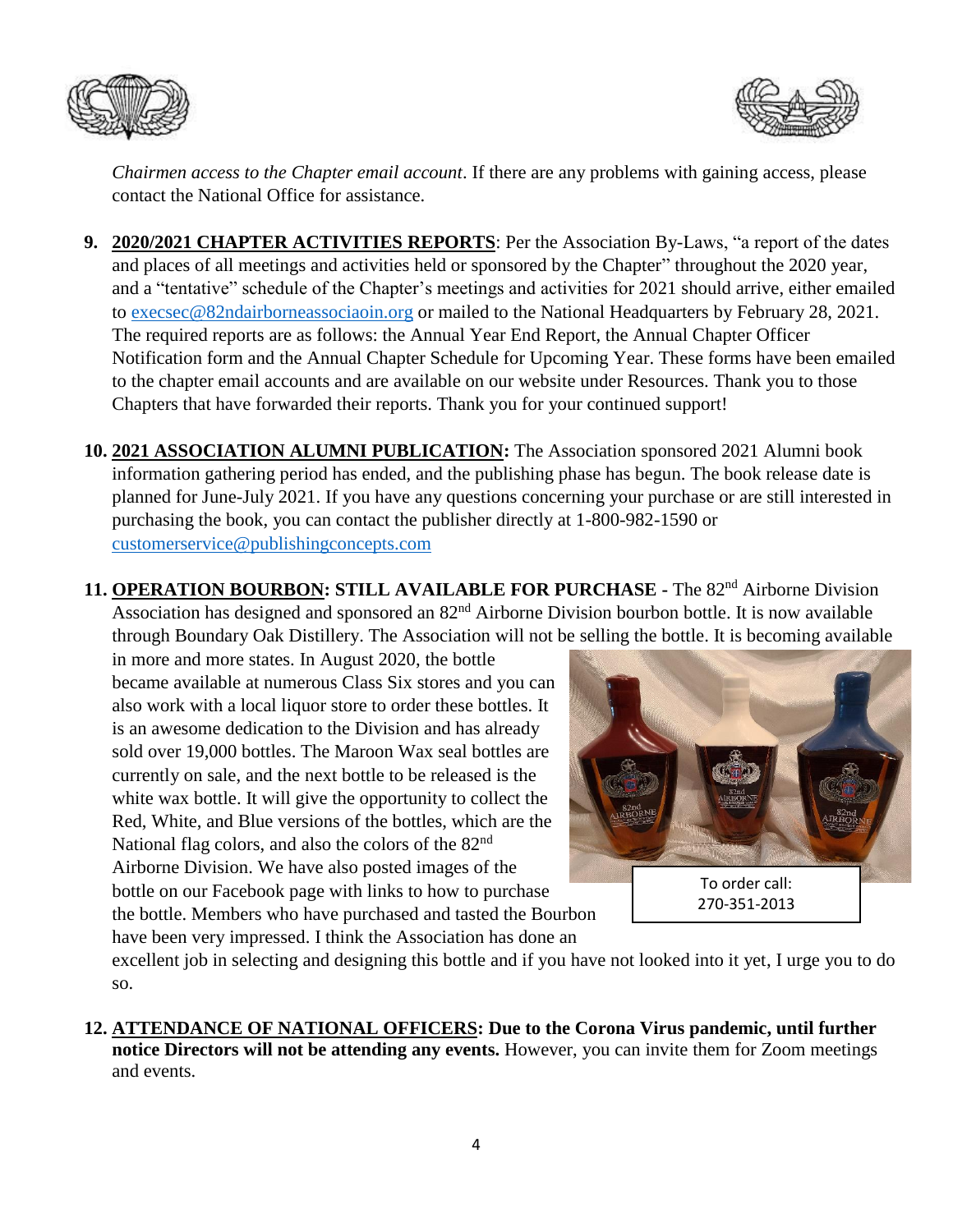*Chairmen access to the Chapter email account*. If there are any problems with gaining access, please contact the National Office for assistance.

9. **<u>2020/2021 CHAPTER ACTIVITIES REPORTS</u>**: Per the Association By-Laws, "a report of the dates and places of all meetings and activities held or sponsored by the Chapter" throughout the 2020 year, and a "tentative" schedule of the Chapter's meetings and activities for 2021 should arrive, either emailed to execsec@82ndairborneassociaoin.org or mailed to the National Headquarters by February 28, 2021. The required reports are as follows: the Annual Year End Report, the Annual Chapter Officer Notification form and the Annual Chapter Schedule for Upcoming Year. These forms have been emailed to the chapter email accounts and are available on our website under Resources. Thank you to those Chapters that have forwarded their reports. Thank you for your continued support!

10. **<u>2021 ASSOCIATION ALUMNI PUBLICATION</u>:** The Association sponsored 2021 Alumni book information gathering period has ended, and the publishing phase has begun. The book release date is planned for June-July 2021. If you have any questions concerning your purchase or are still interested in purchasing the book, you can contact the publisher directly at 1-800-982-1590 or customerservice@publishingconcepts.com

11. **<u>OPERATION BOURBON</u>: STILL AVAILABLE FOR PURCHASE -** The 82nd Airborne Division Association has designed and sponsored an 82nd Airborne Division bourbon bottle. It is now available through Boundary Oak Distillery. The Association will not be selling the bottle. It is becoming available in more and more states. In August 2020, the bottle became available at numerous Class Six stores and you can also work with a local liquor store to order these bottles. It is an awesome dedication to the Division and has already sold over 19,000 bottles. The Maroon Wax seal bottles are currently on sale, and the next bottle to be released is the white wax bottle. It will give the opportunity to collect the Red, White, and Blue versions of the bottles, which are the National flag colors, and also the colors of the 82nd Airborne Division. We have also posted images of the bottle on our Facebook page with links to how to purchase the bottle. Members who have purchased and tasted the Bourbon have been very impressed. I think the Association has done an excellent job in selecting and designing this bottle and if you have not looked into it yet, I urge you to do so.

To order call: 270-351-2013

12. **<u>ATTENDANCE OF NATIONAL OFFICERS</u>: Due to the Corona Virus pandemic, until further notice Directors will not be attending any events.** However, you can invite them for Zoom meetings and events.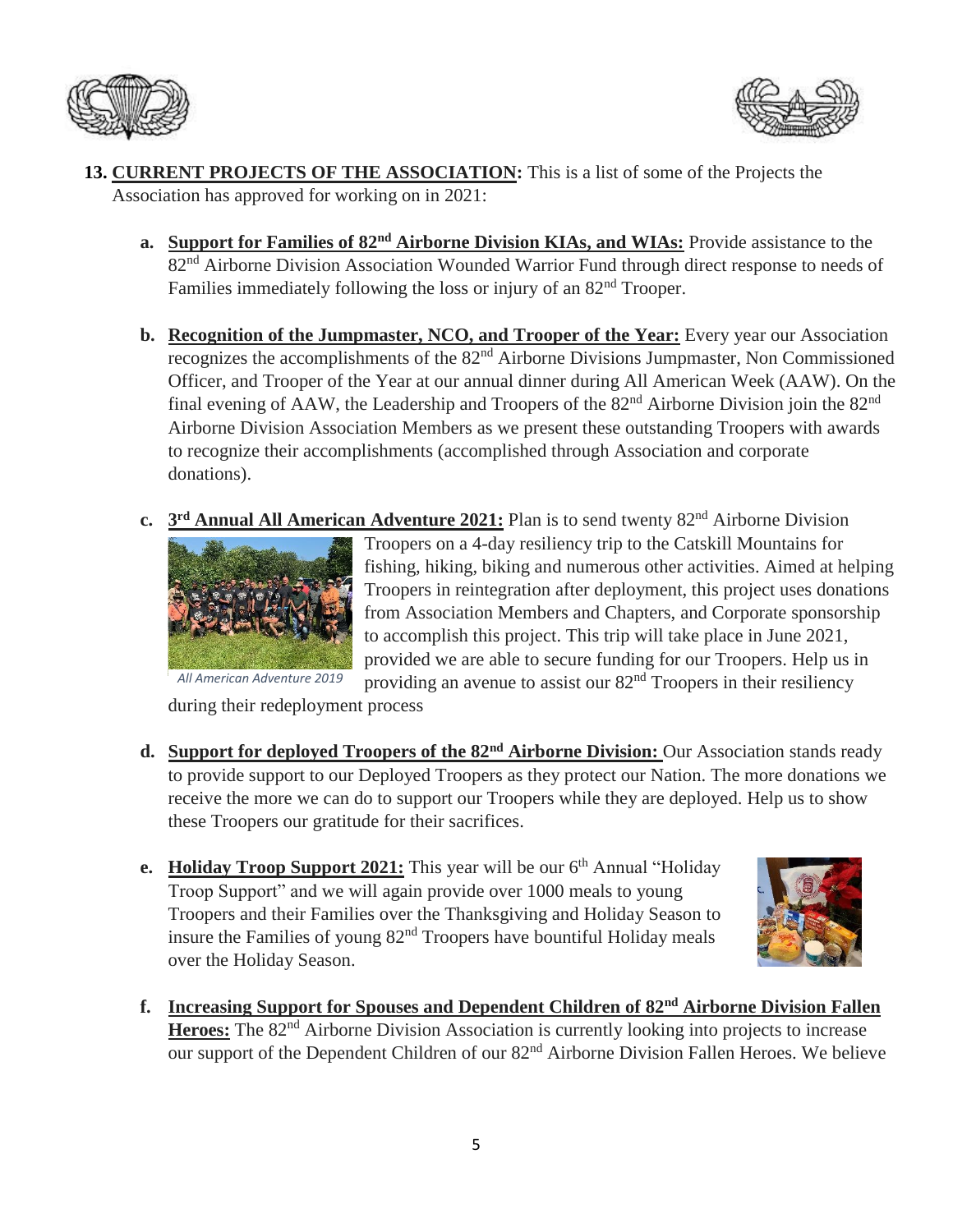**13. <u>CURRENT PROJECTS OF THE ASSOCIATION</u>:** This is a list of some of the Projects the Association has approved for working on in 2021:

**a. <u>Support for Families of 82nd Airborne Division KIAs, and WIAs:</u>** Provide assistance to the 82nd Airborne Division Association Wounded Warrior Fund through direct response to needs of Families immediately following the loss or injury of an 82nd Trooper.

**b. <u>Recognition of the Jumpmaster, NCO, and Trooper of the Year:</u>** Every year our Association recognizes the accomplishments of the 82nd Airborne Divisions Jumpmaster, Non Commissioned Officer, and Trooper of the Year at our annual dinner during All American Week (AAW). On the final evening of AAW, the Leadership and Troopers of the 82nd Airborne Division join the 82nd Airborne Division Association Members as we present these outstanding Troopers with awards to recognize their accomplishments (accomplished through Association and corporate donations).

**c. <u>3rd Annual All American Adventure 2021:</u>** Plan is to send twenty 82nd Airborne Division Troopers on a 4-day resiliency trip to the Catskill Mountains for fishing, hiking, biking and numerous other activities. Aimed at helping Troopers in reintegration after deployment, this project uses donations from Association Members and Chapters, and Corporate sponsorship to accomplish this project. This trip will take place in June 2021, provided we are able to secure funding for our Troopers. Help us in providing an avenue to assist our 82nd Troopers in their resiliency during their redeployment process

*All American Adventure 2019*

**d. <u>Support for deployed Troopers of the 82nd Airborne Division:</u>** Our Association stands ready to provide support to our Deployed Troopers as they protect our Nation. The more donations we receive the more we can do to support our Troopers while they are deployed. Help us to show these Troopers our gratitude for their sacrifices.

**e. <u>Holiday Troop Support 2021:</u>** This year will be our 6th Annual "Holiday Troop Support" and we will again provide over 1000 meals to young Troopers and their Families over the Thanksgiving and Holiday Season to insure the Families of young 82nd Troopers have bountiful Holiday meals over the Holiday Season.

**f. <u>Increasing Support for Spouses and Dependent Children of 82nd Airborne Division Fallen Heroes:</u>** The 82nd Airborne Division Association is currently looking into projects to increase our support of the Dependent Children of our 82nd Airborne Division Fallen Heroes. We believe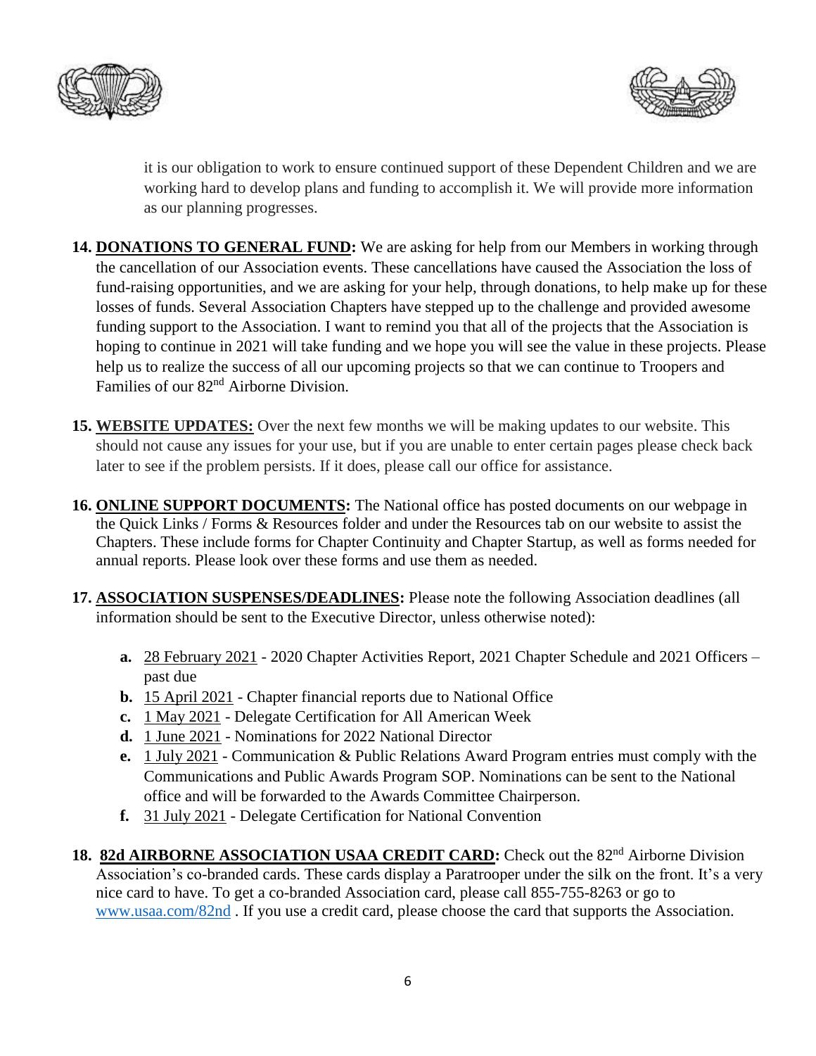it is our obligation to work to ensure continued support of these Dependent Children and we are working hard to develop plans and funding to accomplish it. We will provide more information as our planning progresses.

14. **DONATIONS TO GENERAL FUND:** We are asking for help from our Members in working through the cancellation of our Association events. These cancellations have caused the Association the loss of fund-raising opportunities, and we are asking for your help, through donations, to help make up for these losses of funds. Several Association Chapters have stepped up to the challenge and provided awesome funding support to the Association. I want to remind you that all of the projects that the Association is hoping to continue in 2021 will take funding and we hope you will see the value in these projects. Please help us to realize the success of all our upcoming projects so that we can continue to Troopers and Families of our 82nd Airborne Division.

15. **WEBSITE UPDATES:** Over the next few months we will be making updates to our website. This should not cause any issues for your use, but if you are unable to enter certain pages please check back later to see if the problem persists. If it does, please call our office for assistance.

16. **ONLINE SUPPORT DOCUMENTS:** The National office has posted documents on our webpage in the Quick Links / Forms & Resources folder and under the Resources tab on our website to assist the Chapters. These include forms for Chapter Continuity and Chapter Startup, as well as forms needed for annual reports. Please look over these forms and use them as needed.

17. **ASSOCIATION SUSPENSES/DEADLINES:** Please note the following Association deadlines (all information should be sent to the Executive Director, unless otherwise noted):

    - **a.** 28 February 2021 - 2020 Chapter Activities Report, 2021 Chapter Schedule and 2021 Officers – past due
    - **b.** 15 April 2021 - Chapter financial reports due to National Office
    - **c.** 1 May 2021 - Delegate Certification for All American Week
    - **d.** 1 June 2021 - Nominations for 2022 National Director
    - **e.** 1 July 2021 - Communication & Public Relations Award Program entries must comply with the Communications and Public Awards Program SOP. Nominations can be sent to the National office and will be forwarded to the Awards Committee Chairperson.
    - **f.** 31 July 2021 - Delegate Certification for National Convention

18. **82d AIRBORNE ASSOCIATION USAA CREDIT CARD:** Check out the 82nd Airborne Division Association's co-branded cards. These cards display a Paratrooper under the silk on the front. It's a very nice card to have. To get a co-branded Association card, please call 855-755-8263 or go to www.usaa.com/82nd . If you use a credit card, please choose the card that supports the Association.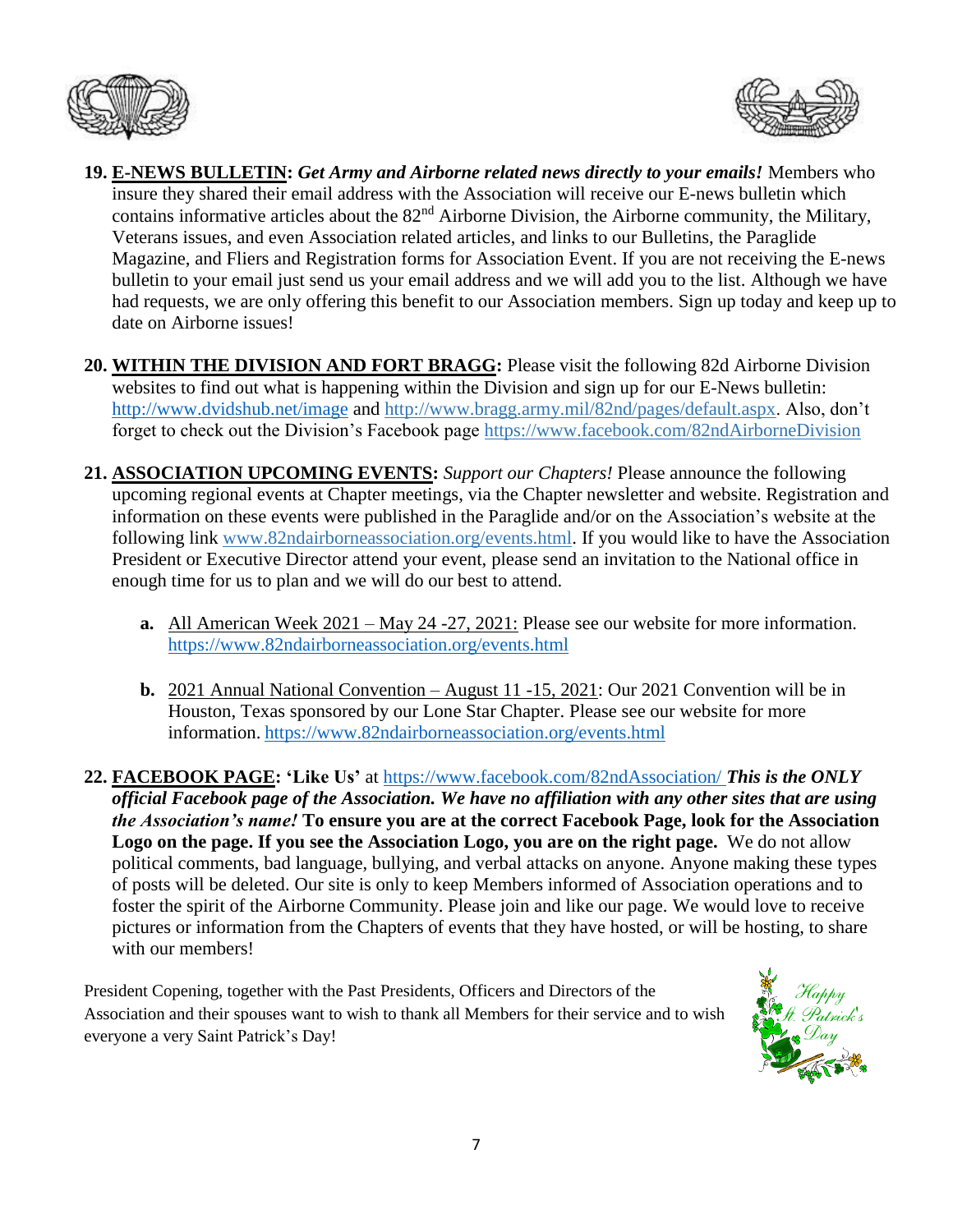19. **E-NEWS BULLETIN:** ***Get Army and Airborne related news directly to your emails!*** Members who insure they shared their email address with the Association will receive our E-news bulletin which contains informative articles about the 82nd Airborne Division, the Airborne community, the Military, Veterans issues, and even Association related articles, and links to our Bulletins, the Paraglide Magazine, and Fliers and Registration forms for Association Event. If you are not receiving the E-news bulletin to your email just send us your email address and we will add you to the list. Although we have had requests, we are only offering this benefit to our Association members. Sign up today and keep up to date on Airborne issues!

20. **WITHIN THE DIVISION AND FORT BRAGG:** Please visit the following 82d Airborne Division websites to find out what is happening within the Division and sign up for our E-News bulletin: http://www.dvidshub.net/image and http://www.bragg.army.mil/82nd/pages/default.aspx. Also, don't forget to check out the Division's Facebook page https://www.facebook.com/82ndAirborneDivision

21. **ASSOCIATION UPCOMING EVENTS:** *Support our Chapters!* Please announce the following upcoming regional events at Chapter meetings, via the Chapter newsletter and website. Registration and information on these events were published in the Paraglide and/or on the Association's website at the following link www.82ndairborneassociation.org/events.html. If you would like to have the Association President or Executive Director attend your event, please send an invitation to the National office in enough time for us to plan and we will do our best to attend.

    a. All American Week 2021 – May 24 -27, 2021: Please see our website for more information. https://www.82ndairborneassociation.org/events.html

    b. 2021 Annual National Convention – August 11 -15, 2021: Our 2021 Convention will be in Houston, Texas sponsored by our Lone Star Chapter. Please see our website for more information. https://www.82ndairborneassociation.org/events.html

22. **FACEBOOK PAGE: 'Like Us'** at https://www.facebook.com/82ndAssociation/ ***This is the ONLY official Facebook page of the Association. We have no affiliation with any other sites that are using the Association's name!*** **To ensure you are at the correct Facebook Page, look for the Association Logo on the page. If you see the Association Logo, you are on the right page.** We do not allow political comments, bad language, bullying, and verbal attacks on anyone. Anyone making these types of posts will be deleted. Our site is only to keep Members informed of Association operations and to foster the spirit of the Airborne Community. Please join and like our page. We would love to receive pictures or information from the Chapters of events that they have hosted, or will be hosting, to share with our members!

President Copening, together with the Past Presidents, Officers and Directors of the Association and their spouses want to wish to thank all Members for their service and to wish everyone a very Saint Patrick's Day!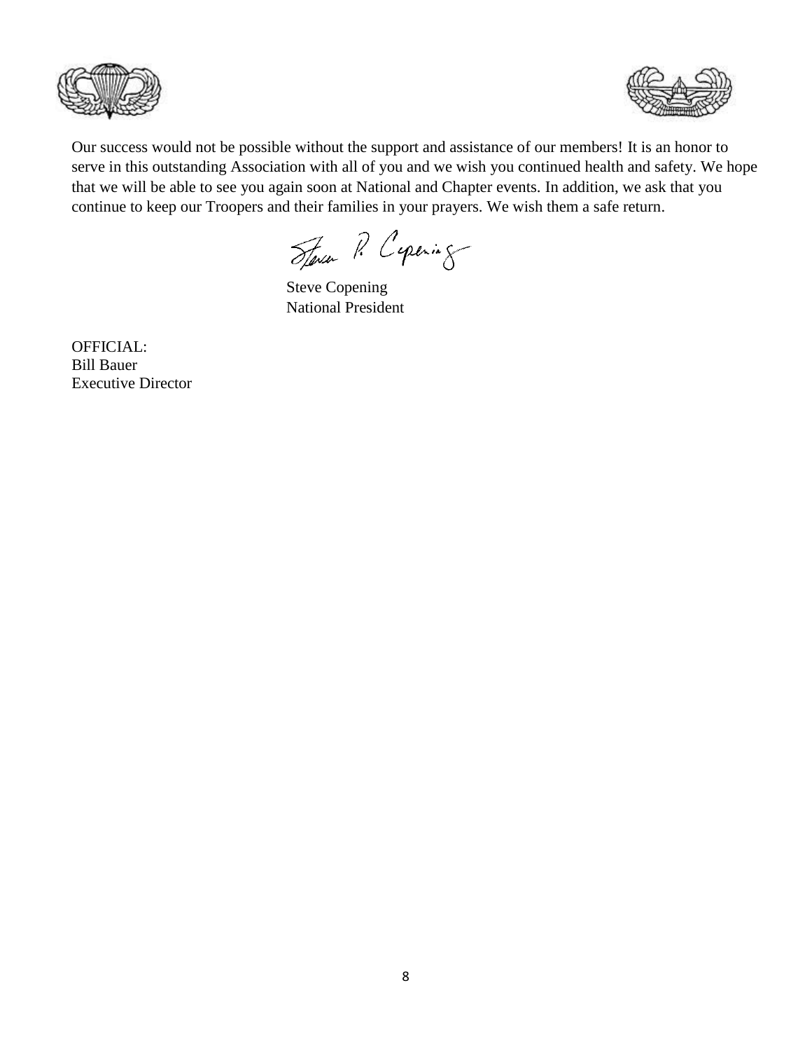Our success would not be possible without the support and assistance of our members! It is an honor to serve in this outstanding Association with all of you and we wish you continued health and safety. We hope that we will be able to see you again soon at National and Chapter events. In addition, we ask that you continue to keep our Troopers and their families in your prayers. We wish them a safe return.

Steve Copening
National President

OFFICIAL:
Bill Bauer
Executive Director